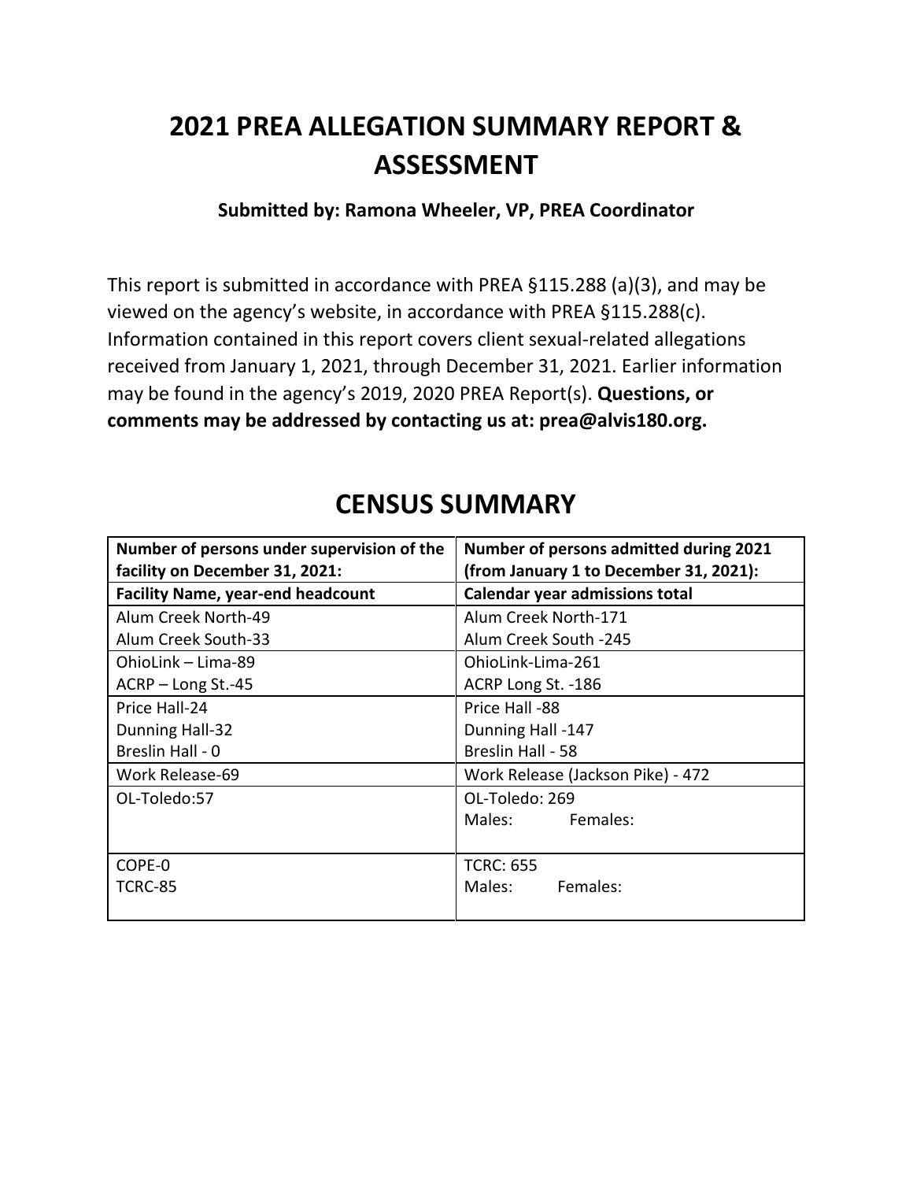# 2021 PREA ALLEGATION SUMMARY REPORT & ASSESSMENT

**Submitted by: Ramona Wheeler, VP, PREA Coordinator**

This report is submitted in accordance with PREA §115.288 (a)(3), and may be viewed on the agency's website, in accordance with PREA §115.288(c). Information contained in this report covers client sexual-related allegations received from January 1, 2021, through December 31, 2021. Earlier information may be found in the agency's 2019, 2020 PREA Report(s). **Questions, or comments may be addressed by contacting us at: prea@alvis180.org.**

## CENSUS SUMMARY

| **Number of persons under supervision of the facility on December 31, 2021:** | **Number of persons admitted during 2021 (from January 1 to December 31, 2021):** |
|---|---|
| **Facility Name, year-end headcount** | **Calendar year admissions total** |
| Alum Creek North-49<br>Alum Creek South-33 | Alum Creek North-171<br>Alum Creek South -245 |
| OhioLink – Lima-89<br>ACRP – Long St.-45 | OhioLink-Lima-261<br>ACRP Long St. -186 |
| Price Hall-24<br>Dunning Hall-32<br>Breslin Hall - 0 | Price Hall -88<br>Dunning Hall -147<br>Breslin Hall - 58 |
| Work Release-69 | Work Release (Jackson Pike) - 472 |
| OL-Toledo:57 | OL-Toledo: 269<br>Males: Females: |
| COPE-0<br>TCRC-85 | TCRC: 655<br>Males: Females: |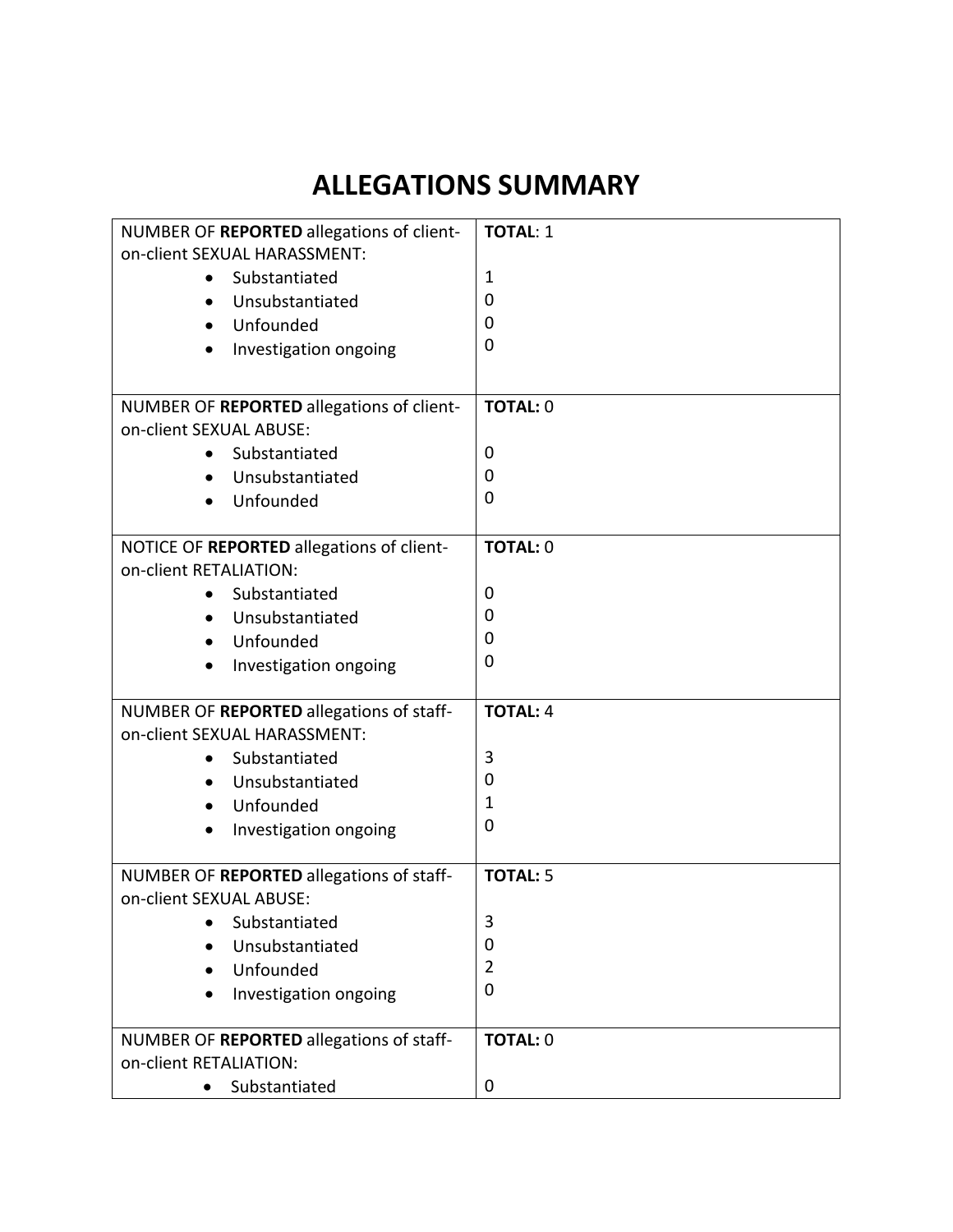# ALLEGATIONS SUMMARY

| | |
|---|---|
| NUMBER OF **REPORTED** allegations of client-on-client SEXUAL HARASSMENT:<br>• Substantiated<br>• Unsubstantiated<br>• Unfounded<br>• Investigation ongoing | **TOTAL**: 1<br><br>1<br>0<br>0<br>0 |
| NUMBER OF **REPORTED** allegations of client-on-client SEXUAL ABUSE:<br>• Substantiated<br>• Unsubstantiated<br>• Unfounded | **TOTAL:** 0<br><br>0<br>0<br>0 |
| NOTICE OF **REPORTED** allegations of client-on-client RETALIATION:<br>• Substantiated<br>• Unsubstantiated<br>• Unfounded<br>• Investigation ongoing | **TOTAL:** 0<br><br>0<br>0<br>0<br>0 |
| NUMBER OF **REPORTED** allegations of staff-on-client SEXUAL HARASSMENT:<br>• Substantiated<br>• Unsubstantiated<br>• Unfounded<br>• Investigation ongoing | **TOTAL:** 4<br><br>3<br>0<br>1<br>0 |
| NUMBER OF **REPORTED** allegations of staff-on-client SEXUAL ABUSE:<br>• Substantiated<br>• Unsubstantiated<br>• Unfounded<br>• Investigation ongoing | **TOTAL:** 5<br><br>3<br>0<br>2<br>0 |
| NUMBER OF **REPORTED** allegations of staff-on-client RETALIATION:<br>• Substantiated | **TOTAL:** 0<br><br>0 |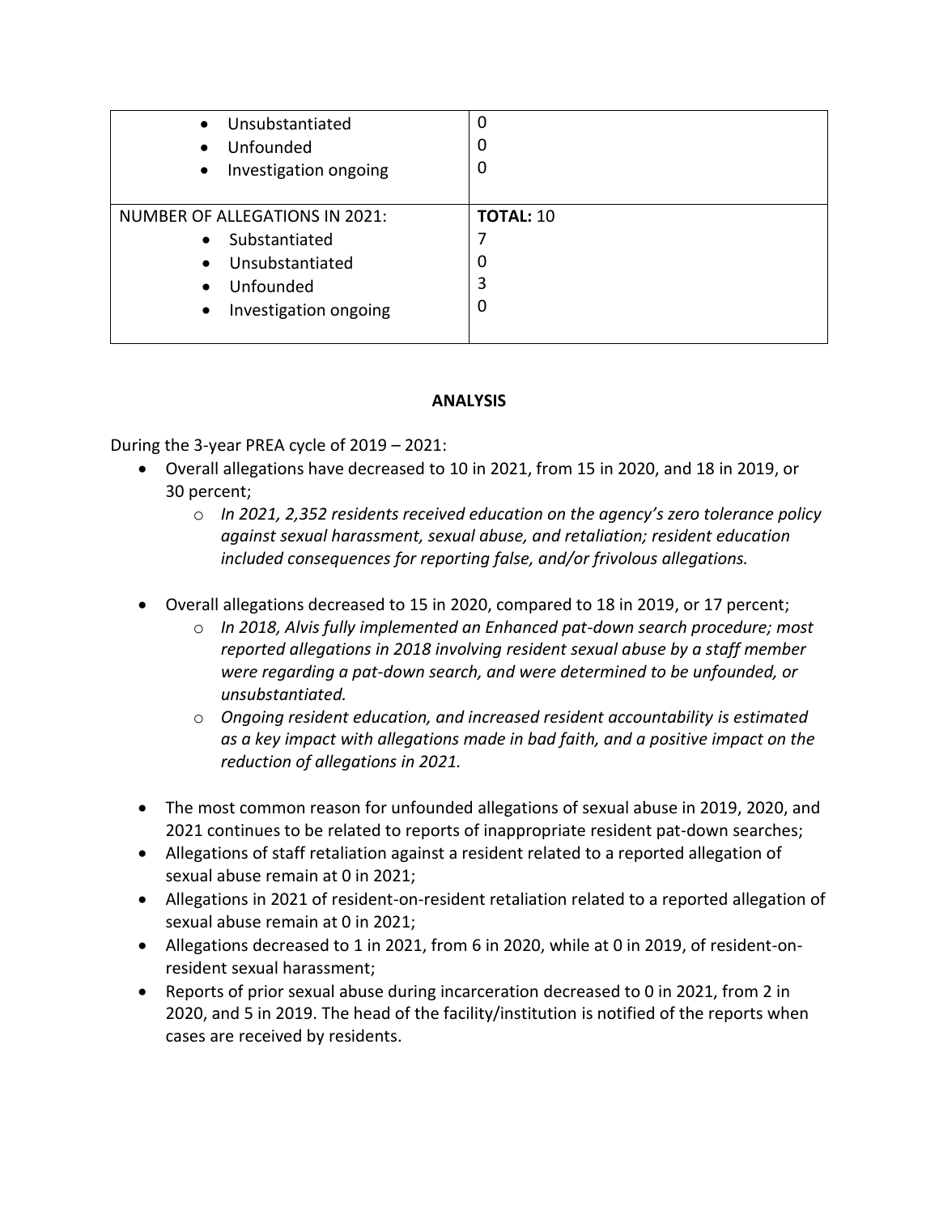| | |
|---|---|
| • Unsubstantiated<br>• Unfounded<br>• Investigation ongoing | 0<br>0<br>0 |
| NUMBER OF ALLEGATIONS IN 2021:<br>• Substantiated<br>• Unsubstantiated<br>• Unfounded<br>• Investigation ongoing | **TOTAL:** 10<br>7<br>0<br>3<br>0 |

**ANALYSIS**

During the 3-year PREA cycle of 2019 – 2021:

- Overall allegations have decreased to 10 in 2021, from 15 in 2020, and 18 in 2019, or 30 percent;
    - *In 2021, 2,352 residents received education on the agency's zero tolerance policy against sexual harassment, sexual abuse, and retaliation; resident education included consequences for reporting false, and/or frivolous allegations.*
- Overall allegations decreased to 15 in 2020, compared to 18 in 2019, or 17 percent;
    - *In 2018, Alvis fully implemented an Enhanced pat-down search procedure; most reported allegations in 2018 involving resident sexual abuse by a staff member were regarding a pat-down search, and were determined to be unfounded, or unsubstantiated.*
    - *Ongoing resident education, and increased resident accountability is estimated as a key impact with allegations made in bad faith, and a positive impact on the reduction of allegations in 2021.*
- The most common reason for unfounded allegations of sexual abuse in 2019, 2020, and 2021 continues to be related to reports of inappropriate resident pat-down searches;
- Allegations of staff retaliation against a resident related to a reported allegation of sexual abuse remain at 0 in 2021;
- Allegations in 2021 of resident-on-resident retaliation related to a reported allegation of sexual abuse remain at 0 in 2021;
- Allegations decreased to 1 in 2021, from 6 in 2020, while at 0 in 2019, of resident-on-resident sexual harassment;
- Reports of prior sexual abuse during incarceration decreased to 0 in 2021, from 2 in 2020, and 5 in 2019. The head of the facility/institution is notified of the reports when cases are received by residents.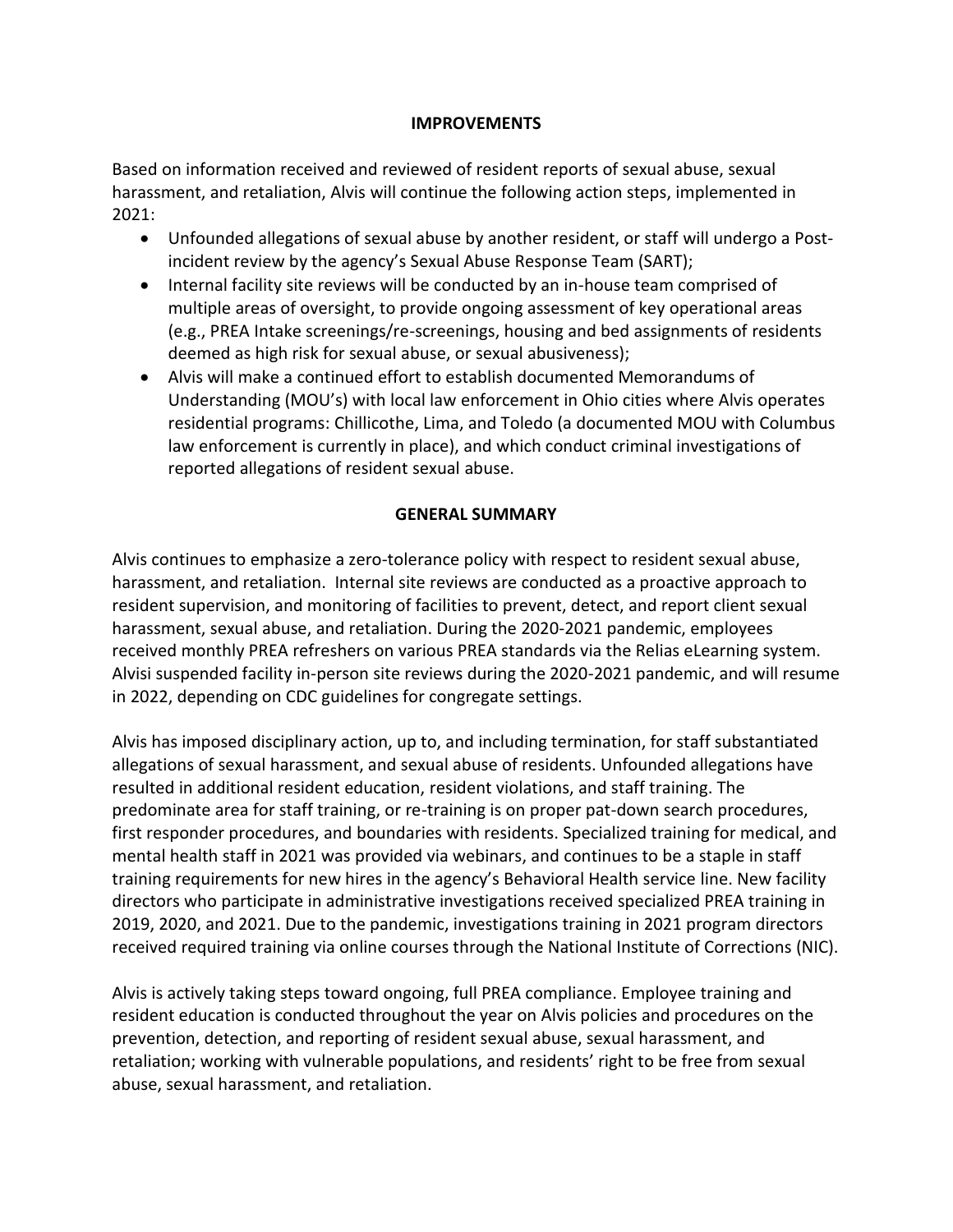## IMPROVEMENTS

Based on information received and reviewed of resident reports of sexual abuse, sexual harassment, and retaliation, Alvis will continue the following action steps, implemented in 2021:

- Unfounded allegations of sexual abuse by another resident, or staff will undergo a Post-incident review by the agency's Sexual Abuse Response Team (SART);
- Internal facility site reviews will be conducted by an in-house team comprised of multiple areas of oversight, to provide ongoing assessment of key operational areas (e.g., PREA Intake screenings/re-screenings, housing and bed assignments of residents deemed as high risk for sexual abuse, or sexual abusiveness);
- Alvis will make a continued effort to establish documented Memorandums of Understanding (MOU's) with local law enforcement in Ohio cities where Alvis operates residential programs: Chillicothe, Lima, and Toledo (a documented MOU with Columbus law enforcement is currently in place), and which conduct criminal investigations of reported allegations of resident sexual abuse.

## GENERAL SUMMARY

Alvis continues to emphasize a zero-tolerance policy with respect to resident sexual abuse, harassment, and retaliation. Internal site reviews are conducted as a proactive approach to resident supervision, and monitoring of facilities to prevent, detect, and report client sexual harassment, sexual abuse, and retaliation. During the 2020-2021 pandemic, employees received monthly PREA refreshers on various PREA standards via the Relias eLearning system. Alvisi suspended facility in-person site reviews during the 2020-2021 pandemic, and will resume in 2022, depending on CDC guidelines for congregate settings.

Alvis has imposed disciplinary action, up to, and including termination, for staff substantiated allegations of sexual harassment, and sexual abuse of residents. Unfounded allegations have resulted in additional resident education, resident violations, and staff training. The predominate area for staff training, or re-training is on proper pat-down search procedures, first responder procedures, and boundaries with residents. Specialized training for medical, and mental health staff in 2021 was provided via webinars, and continues to be a staple in staff training requirements for new hires in the agency's Behavioral Health service line. New facility directors who participate in administrative investigations received specialized PREA training in 2019, 2020, and 2021. Due to the pandemic, investigations training in 2021 program directors received required training via online courses through the National Institute of Corrections (NIC).

Alvis is actively taking steps toward ongoing, full PREA compliance. Employee training and resident education is conducted throughout the year on Alvis policies and procedures on the prevention, detection, and reporting of resident sexual abuse, sexual harassment, and retaliation; working with vulnerable populations, and residents' right to be free from sexual abuse, sexual harassment, and retaliation.